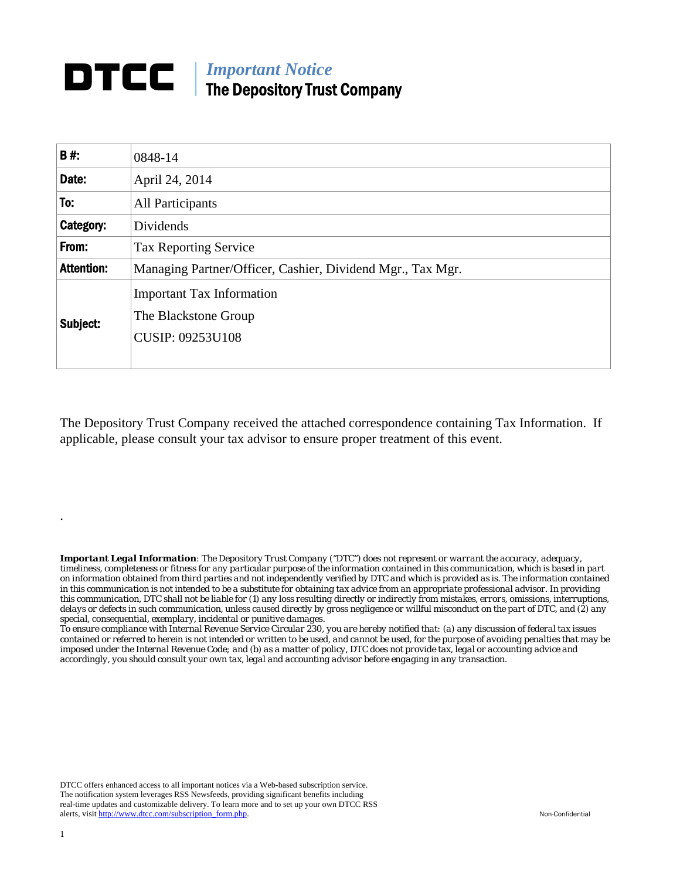# DTCC | *Important Notice* The Depository Trust Company

| **B #:** | 0848-14 |
|---|---|
| **Date:** | April 24, 2014 |
| **To:** | All Participants |
| **Category:** | Dividends |
| **From:** | Tax Reporting Service |
| **Attention:** | Managing Partner/Officer, Cashier, Dividend Mgr., Tax Mgr. |
| **Subject:** | Important Tax Information<br>The Blackstone Group<br>CUSIP: 09253U108 |

The Depository Trust Company received the attached correspondence containing Tax Information. If applicable, please consult your tax advisor to ensure proper treatment of this event.

.

***Important Legal Information**: The Depository Trust Company ("DTC") does not represent or warrant the accuracy, adequacy, timeliness, completeness or fitness for any particular purpose of the information contained in this communication, which is based in part on information obtained from third parties and not independently verified by DTC and which is provided as is. The information contained in this communication is not intended to be a substitute for obtaining tax advice from an appropriate professional advisor. In providing this communication, DTC shall not be liable for (1) any loss resulting directly or indirectly from mistakes, errors, omissions, interruptions, delays or defects in such communication, unless caused directly by gross negligence or willful misconduct on the part of DTC, and (2) any special, consequential, exemplary, incidental or punitive damages.*

*To ensure compliance with Internal Revenue Service Circular 230, you are hereby notified that: (a) any discussion of federal tax issues contained or referred to herein is not intended or written to be used, and cannot be used, for the purpose of avoiding penalties that may be imposed under the Internal Revenue Code; and (b) as a matter of policy, DTC does not provide tax, legal or accounting advice and accordingly, you should consult your own tax, legal and accounting advisor before engaging in any transaction.*

DTCC offers enhanced access to all important notices via a Web-based subscription service. The notification system leverages RSS Newsfeeds, providing significant benefits including real-time updates and customizable delivery. To learn more and to set up your own DTCC RSS alerts, visit http://www.dtcc.com/subscription_form.php.

Non-Confidential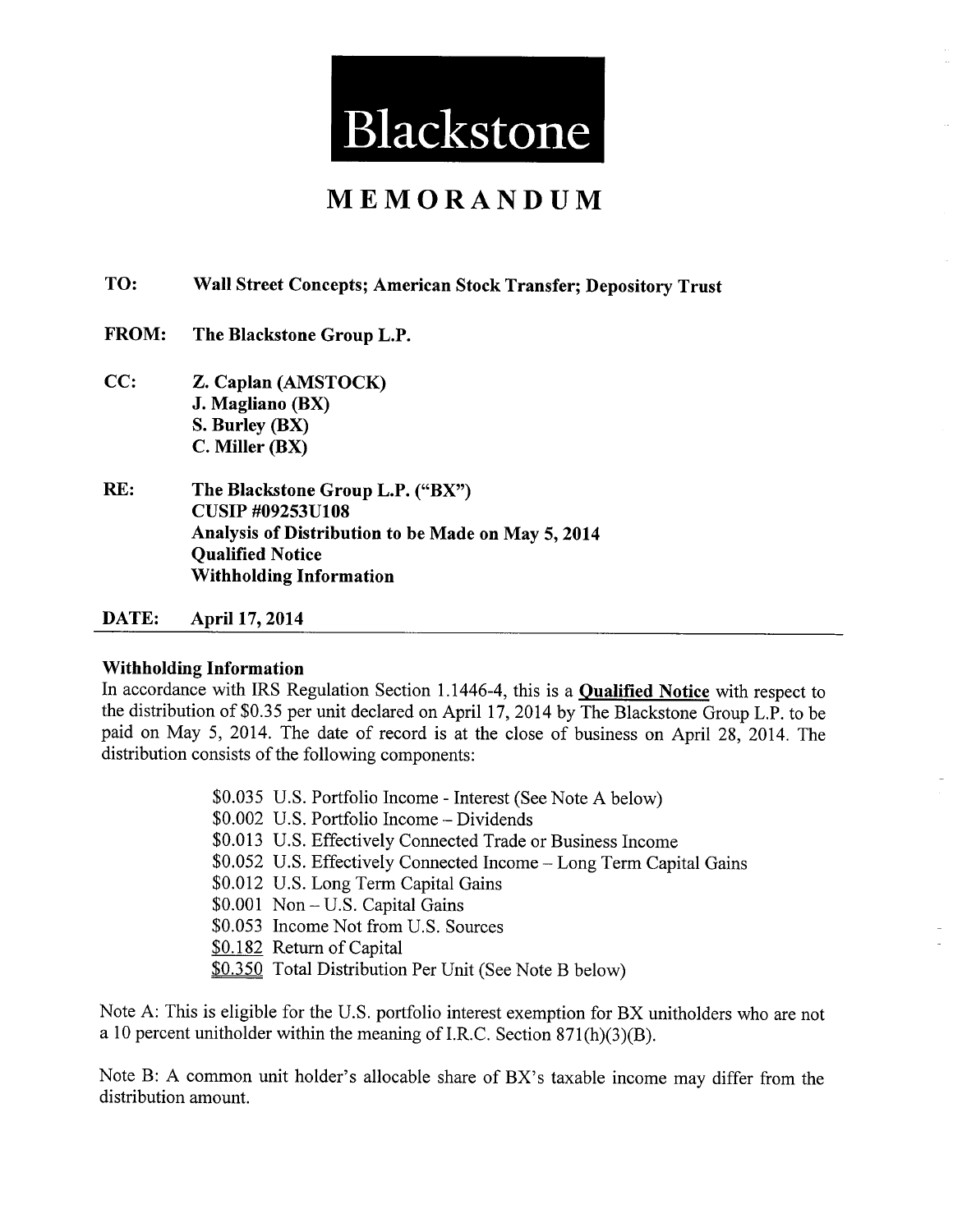# Blackstone

## MEMORANDUM

**TO:** **Wall Street Concepts; American Stock Transfer; Depository Trust**

**FROM:** **The Blackstone Group L.P.**

**CC:** **Z. Caplan (AMSTOCK)**
**J. Magliano (BX)**
**S. Burley (BX)**
**C. Miller (BX)**

**RE:** **The Blackstone Group L.P. ("BX")**
**CUSIP #09253U108**
**Analysis of Distribution to be Made on May 5, 2014**
**Qualified Notice**
**Withholding Information**

**DATE:** **April 17, 2014**

---

**Withholding Information**

In accordance with IRS Regulation Section 1.1446-4, this is a **Qualified Notice** with respect to the distribution of $0.35 per unit declared on April 17, 2014 by The Blackstone Group L.P. to be paid on May 5, 2014. The date of record is at the close of business on April 28, 2014. The distribution consists of the following components:

$0.035 U.S. Portfolio Income - Interest (See Note A below)
$0.002 U.S. Portfolio Income – Dividends
$0.013 U.S. Effectively Connected Trade or Business Income
$0.052 U.S. Effectively Connected Income – Long Term Capital Gains
$0.012 U.S. Long Term Capital Gains
$0.001 Non – U.S. Capital Gains
$0.053 Income Not from U.S. Sources
$0.182 Return of Capital
$0.350 Total Distribution Per Unit (See Note B below)

Note A: This is eligible for the U.S. portfolio interest exemption for BX unitholders who are not a 10 percent unitholder within the meaning of I.R.C. Section 871(h)(3)(B).

Note B: A common unit holder's allocable share of BX's taxable income may differ from the distribution amount.